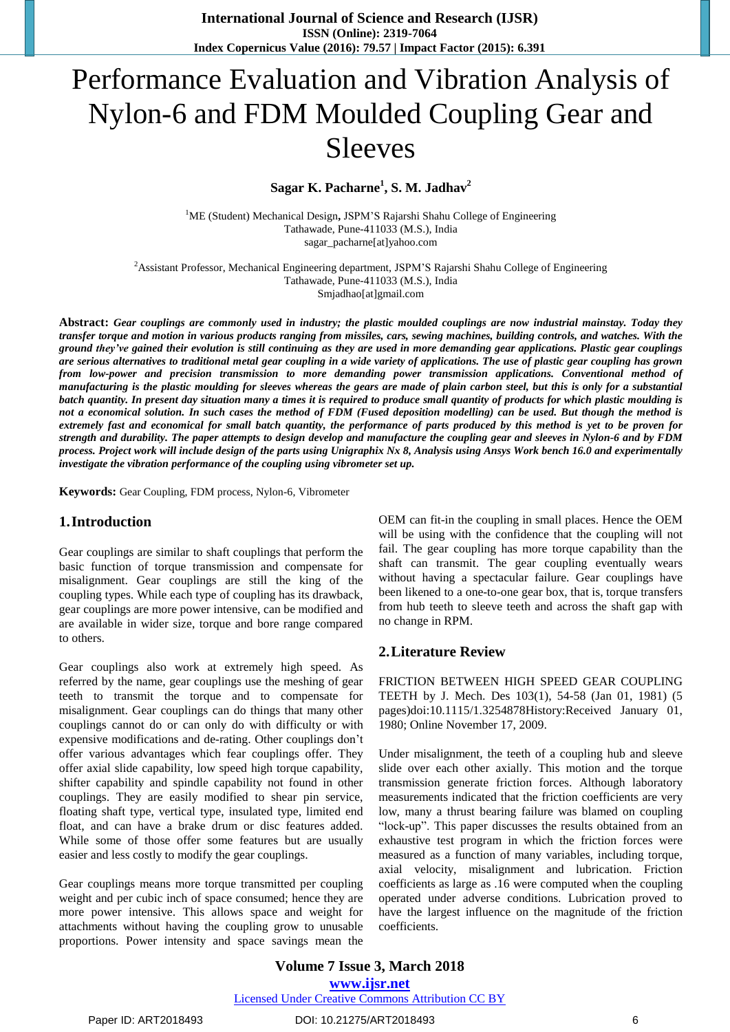# Performance Evaluation and Vibration Analysis of Nylon-6 and FDM Moulded Coupling Gear and Sleeves

**Sagar K. Pacharne[1], S. M. Jadhav[2]**

[1]ME (Student) Mechanical Design, JSPM'S Rajarshi Shahu College of Engineering
Tathawade, Pune-411033 (M.S.), India
sagar_pacharne[at]yahoo.com

[2]Assistant Professor, Mechanical Engineering department, JSPM'S Rajarshi Shahu College of Engineering
Tathawade, Pune-411033 (M.S.), India
Smjadhao[at]gmail.com

**Abstract:** ***Gear couplings are commonly used in industry; the plastic moulded couplings are now industrial mainstay. Today they transfer torque and motion in various products ranging from missiles, cars, sewing machines, building controls, and watches. With the ground they've gained their evolution is still continuing as they are used in more demanding gear applications. Plastic gear couplings are serious alternatives to traditional metal gear coupling in a wide variety of applications. The use of plastic gear coupling has grown from low-power and precision transmission to more demanding power transmission applications. Conventional method of manufacturing is the plastic moulding for sleeves whereas the gears are made of plain carbon steel, but this is only for a substantial batch quantity. In present day situation many a times it is required to produce small quantity of products for which plastic moulding is not a economical solution. In such cases the method of FDM (Fused deposition modelling) can be used. But though the method is extremely fast and economical for small batch quantity, the performance of parts produced by this method is yet to be proven for strength and durability. The paper attempts to design develop and manufacture the coupling gear and sleeves in Nylon-6 and by FDM process. Project work will include design of the parts using Unigraphix Nx 8, Analysis using Ansys Work bench 16.0 and experimentally investigate the vibration performance of the coupling using vibrometer set up.***

**Keywords:** Gear Coupling, FDM process, Nylon-6, Vibrometer

## 1. Introduction

Gear couplings are similar to shaft couplings that perform the basic function of torque transmission and compensate for misalignment. Gear couplings are still the king of the coupling types. While each type of coupling has its drawback, gear couplings are more power intensive, can be modified and are available in wider size, torque and bore range compared to others.

Gear couplings also work at extremely high speed. As referred by the name, gear couplings use the meshing of gear teeth to transmit the torque and to compensate for misalignment. Gear couplings can do things that many other couplings cannot do or can only do with difficulty or with expensive modifications and de-rating. Other couplings don't offer various advantages which fear couplings offer. They offer axial slide capability, low speed high torque capability, shifter capability and spindle capability not found in other couplings. They are easily modified to shear pin service, floating shaft type, vertical type, insulated type, limited end float, and can have a brake drum or disc features added. While some of those offer some features but are usually easier and less costly to modify the gear couplings.

Gear couplings means more torque transmitted per coupling weight and per cubic inch of space consumed; hence they are more power intensive. This allows space and weight for attachments without having the coupling grow to unusable proportions. Power intensity and space savings mean the OEM can fit-in the coupling in small places. Hence the OEM will be using with the confidence that the coupling will not fail. The gear coupling has more torque capability than the shaft can transmit. The gear coupling eventually wears without having a spectacular failure. Gear couplings have been likened to a one-to-one gear box, that is, torque transfers from hub teeth to sleeve teeth and across the shaft gap with no change in RPM.

## 2. Literature Review

FRICTION BETWEEN HIGH SPEED GEAR COUPLING TEETH by J. Mech. Des 103(1), 54-58 (Jan 01, 1981) (5 pages)doi:10.1115/1.3254878History:Received January 01, 1980; Online November 17, 2009.

Under misalignment, the teeth of a coupling hub and sleeve slide over each other axially. This motion and the torque transmission generate friction forces. Although laboratory measurements indicated that the friction coefficients are very low, many a thrust bearing failure was blamed on coupling "lock-up". This paper discusses the results obtained from an exhaustive test program in which the friction forces were measured as a function of many variables, including torque, axial velocity, misalignment and lubrication. Friction coefficients as large as .16 were computed when the coupling operated under adverse conditions. Lubrication proved to have the largest influence on the magnitude of the friction coefficients.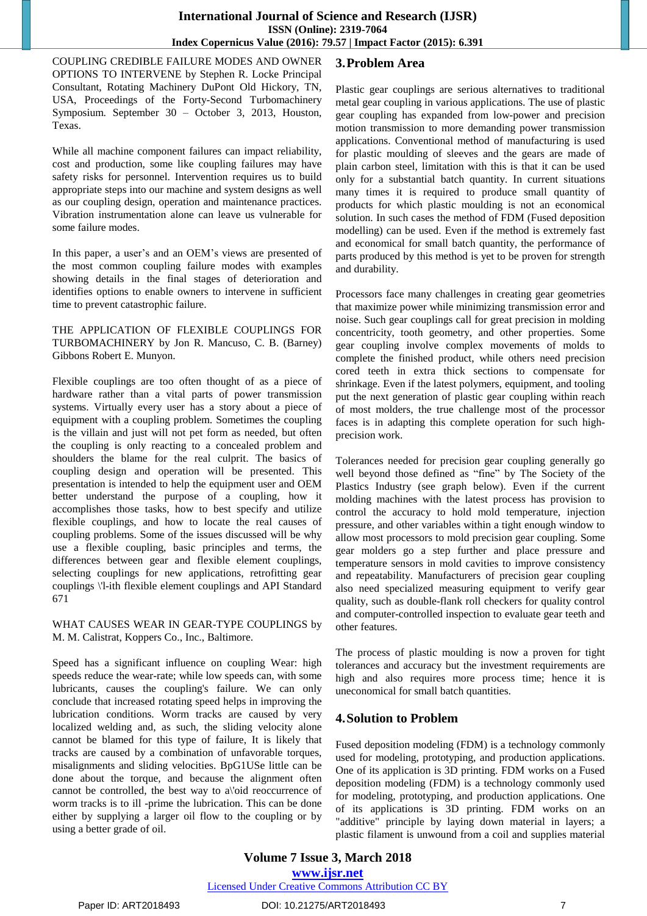COUPLING CREDIBLE FAILURE MODES AND OWNER OPTIONS TO INTERVENE by Stephen R. Locke Principal Consultant, Rotating Machinery DuPont Old Hickory, TN, USA, Proceedings of the Forty-Second Turbomachinery Symposium. September 30 – October 3, 2013, Houston, Texas.

While all machine component failures can impact reliability, cost and production, some like coupling failures may have safety risks for personnel. Intervention requires us to build appropriate steps into our machine and system designs as well as our coupling design, operation and maintenance practices. Vibration instrumentation alone can leave us vulnerable for some failure modes.

In this paper, a user's and an OEM's views are presented of the most common coupling failure modes with examples showing details in the final stages of deterioration and identifies options to enable owners to intervene in sufficient time to prevent catastrophic failure.

THE APPLICATION OF FLEXIBLE COUPLINGS FOR TURBOMACHINERY by Jon R. Mancuso, C. B. (Barney) Gibbons Robert E. Munyon.

Flexible couplings are too often thought of as a piece of hardware rather than a vital parts of power transmission systems. Virtually every user has a story about a piece of equipment with a coupling problem. Sometimes the coupling is the villain and just will not pet form as needed, but often the coupling is only reacting to a concealed problem and shoulders the blame for the real culprit. The basics of coupling design and operation will be presented. This presentation is intended to help the equipment user and OEM better understand the purpose of a coupling, how it accomplishes those tasks, how to best specify and utilize flexible couplings, and how to locate the real causes of coupling problems. Some of the issues discussed will be why use a flexible coupling, basic principles and terms, the differences between gear and flexible element couplings, selecting couplings for new applications, retrofitting gear couplings \'l-ith flexible element couplings and API Standard 671

WHAT CAUSES WEAR IN GEAR-TYPE COUPLINGS by M. M. Calistrat, Koppers Co., Inc., Baltimore.

Speed has a significant influence on coupling Wear: high speeds reduce the wear-rate; while low speeds can, with some lubricants, causes the coupling's failure. We can only conclude that increased rotating speed helps in improving the lubrication conditions. Worm tracks are caused by very localized welding and, as such, the sliding velocity alone cannot be blamed for this type of failure, It is likely that tracks are caused by a combination of unfavorable torques, misalignments and sliding velocities. BpG1USe little can be done about the torque, and because the alignment often cannot be controlled, the best way to a\'oid reoccurrence of worm tracks is to ill -prime the lubrication. This can be done either by supplying a larger oil flow to the coupling or by using a better grade of oil.

## 3. Problem Area

Plastic gear couplings are serious alternatives to traditional metal gear coupling in various applications. The use of plastic gear coupling has expanded from low-power and precision motion transmission to more demanding power transmission applications. Conventional method of manufacturing is used for plastic moulding of sleeves and the gears are made of plain carbon steel, limitation with this is that it can be used only for a substantial batch quantity. In current situations many times it is required to produce small quantity of products for which plastic moulding is not an economical solution. In such cases the method of FDM (Fused deposition modelling) can be used. Even if the method is extremely fast and economical for small batch quantity, the performance of parts produced by this method is yet to be proven for strength and durability.

Processors face many challenges in creating gear geometries that maximize power while minimizing transmission error and noise. Such gear couplings call for great precision in molding concentricity, tooth geometry, and other properties. Some gear coupling involve complex movements of molds to complete the finished product, while others need precision cored teeth in extra thick sections to compensate for shrinkage. Even if the latest polymers, equipment, and tooling put the next generation of plastic gear coupling within reach of most molders, the true challenge most of the processor faces is in adapting this complete operation for such high-precision work.

Tolerances needed for precision gear coupling generally go well beyond those defined as "fine" by The Society of the Plastics Industry (see graph below). Even if the current molding machines with the latest process has provision to control the accuracy to hold mold temperature, injection pressure, and other variables within a tight enough window to allow most processors to mold precision gear coupling. Some gear molders go a step further and place pressure and temperature sensors in mold cavities to improve consistency and repeatability. Manufacturers of precision gear coupling also need specialized measuring equipment to verify gear quality, such as double-flank roll checkers for quality control and computer-controlled inspection to evaluate gear teeth and other features.

The process of plastic moulding is now a proven for tight tolerances and accuracy but the investment requirements are high and also requires more process time; hence it is uneconomical for small batch quantities.

## 4. Solution to Problem

Fused deposition modeling (FDM) is a technology commonly used for modeling, prototyping, and production applications. One of its application is 3D printing. FDM works on a Fused deposition modeling (FDM) is a technology commonly used for modeling, prototyping, and production applications. One of its applications is 3D printing. FDM works on an "additive" principle by laying down material in layers; a plastic filament is unwound from a coil and supplies material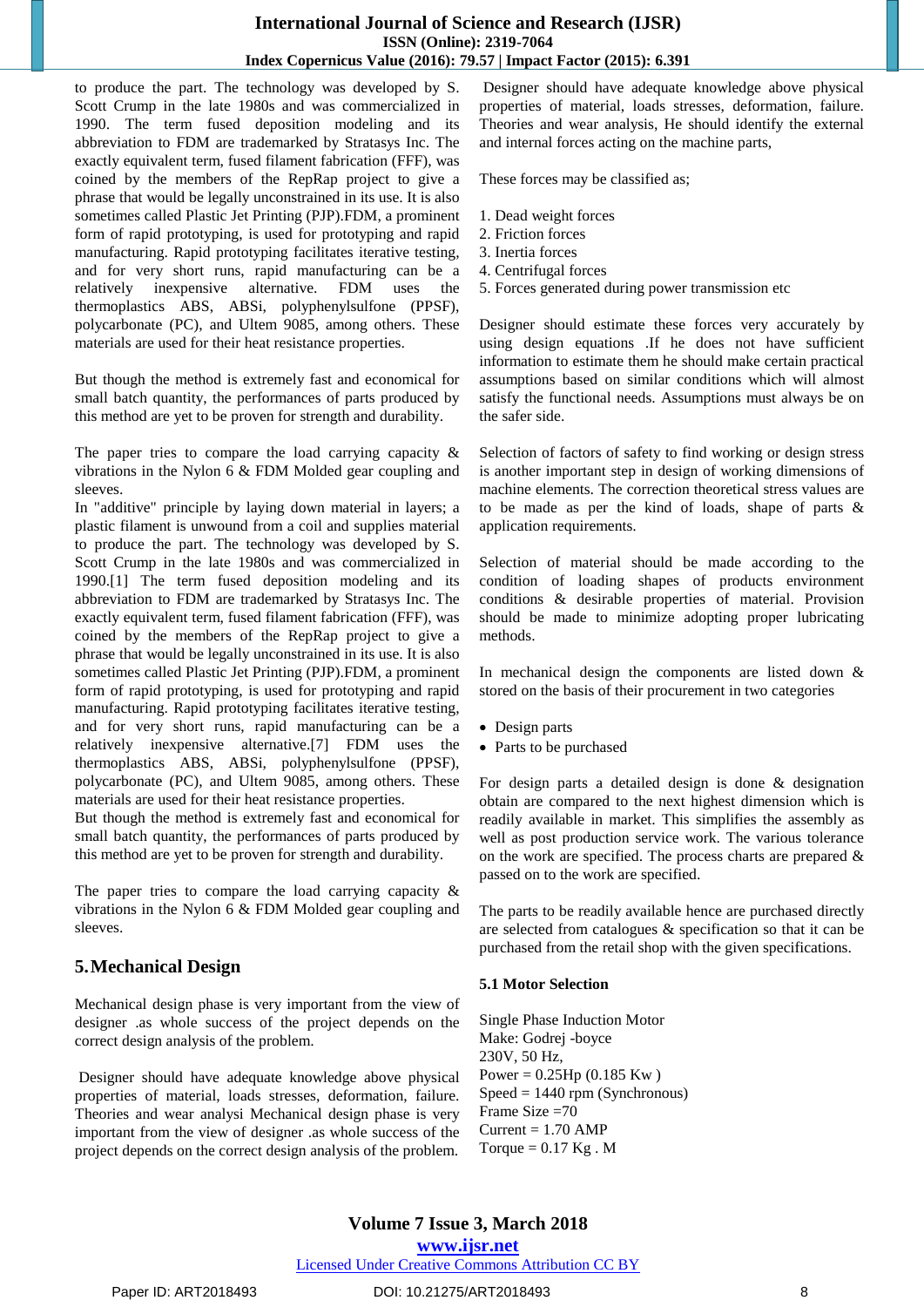to produce the part. The technology was developed by S. Scott Crump in the late 1980s and was commercialized in 1990. The term fused deposition modeling and its abbreviation to FDM are trademarked by Stratasys Inc. The exactly equivalent term, fused filament fabrication (FFF), was coined by the members of the RepRap project to give a phrase that would be legally unconstrained in its use. It is also sometimes called Plastic Jet Printing (PJP).FDM, a prominent form of rapid prototyping, is used for prototyping and rapid manufacturing. Rapid prototyping facilitates iterative testing, and for very short runs, rapid manufacturing can be a relatively inexpensive alternative. FDM uses the thermoplastics ABS, ABSi, polyphenylsulfone (PPSF), polycarbonate (PC), and Ultem 9085, among others. These materials are used for their heat resistance properties.

But though the method is extremely fast and economical for small batch quantity, the performances of parts produced by this method are yet to be proven for strength and durability.

The paper tries to compare the load carrying capacity & vibrations in the Nylon 6 & FDM Molded gear coupling and sleeves.

In "additive" principle by laying down material in layers; a plastic filament is unwound from a coil and supplies material to produce the part. The technology was developed by S. Scott Crump in the late 1980s and was commercialized in 1990.[1] The term fused deposition modeling and its abbreviation to FDM are trademarked by Stratasys Inc. The exactly equivalent term, fused filament fabrication (FFF), was coined by the members of the RepRap project to give a phrase that would be legally unconstrained in its use. It is also sometimes called Plastic Jet Printing (PJP).FDM, a prominent form of rapid prototyping, is used for prototyping and rapid manufacturing. Rapid prototyping facilitates iterative testing, and for very short runs, rapid manufacturing can be a relatively inexpensive alternative.[7] FDM uses the thermoplastics ABS, ABSi, polyphenylsulfone (PPSF), polycarbonate (PC), and Ultem 9085, among others. These materials are used for their heat resistance properties.

But though the method is extremely fast and economical for small batch quantity, the performances of parts produced by this method are yet to be proven for strength and durability.

The paper tries to compare the load carrying capacity & vibrations in the Nylon 6 & FDM Molded gear coupling and sleeves.

## 5. Mechanical Design

Mechanical design phase is very important from the view of designer .as whole success of the project depends on the correct design analysis of the problem.

Designer should have adequate knowledge above physical properties of material, loads stresses, deformation, failure. Theories and wear analysi Mechanical design phase is very important from the view of designer .as whole success of the project depends on the correct design analysis of the problem.

Designer should have adequate knowledge above physical properties of material, loads stresses, deformation, failure. Theories and wear analysis, He should identify the external and internal forces acting on the machine parts,

These forces may be classified as;

1. Dead weight forces
2. Friction forces
3. Inertia forces
4. Centrifugal forces
5. Forces generated during power transmission etc

Designer should estimate these forces very accurately by using design equations .If he does not have sufficient information to estimate them he should make certain practical assumptions based on similar conditions which will almost satisfy the functional needs. Assumptions must always be on the safer side.

Selection of factors of safety to find working or design stress is another important step in design of working dimensions of machine elements. The correction theoretical stress values are to be made as per the kind of loads, shape of parts & application requirements.

Selection of material should be made according to the condition of loading shapes of products environment conditions & desirable properties of material. Provision should be made to minimize adopting proper lubricating methods.

In mechanical design the components are listed down & stored on the basis of their procurement in two categories

- Design parts
- Parts to be purchased

For design parts a detailed design is done & designation obtain are compared to the next highest dimension which is readily available in market. This simplifies the assembly as well as post production service work. The various tolerance on the work are specified. The process charts are prepared & passed on to the work are specified.

The parts to be readily available hence are purchased directly are selected from catalogues & specification so that it can be purchased from the retail shop with the given specifications.

### 5.1 Motor Selection

Single Phase Induction Motor
Make: Godrej -boyce
230V, 50 Hz,
Power = 0.25Hp (0.185 Kw )
Speed = 1440 rpm (Synchronous)
Frame Size =70
Current = 1.70 AMP
Torque = 0.17 Kg . M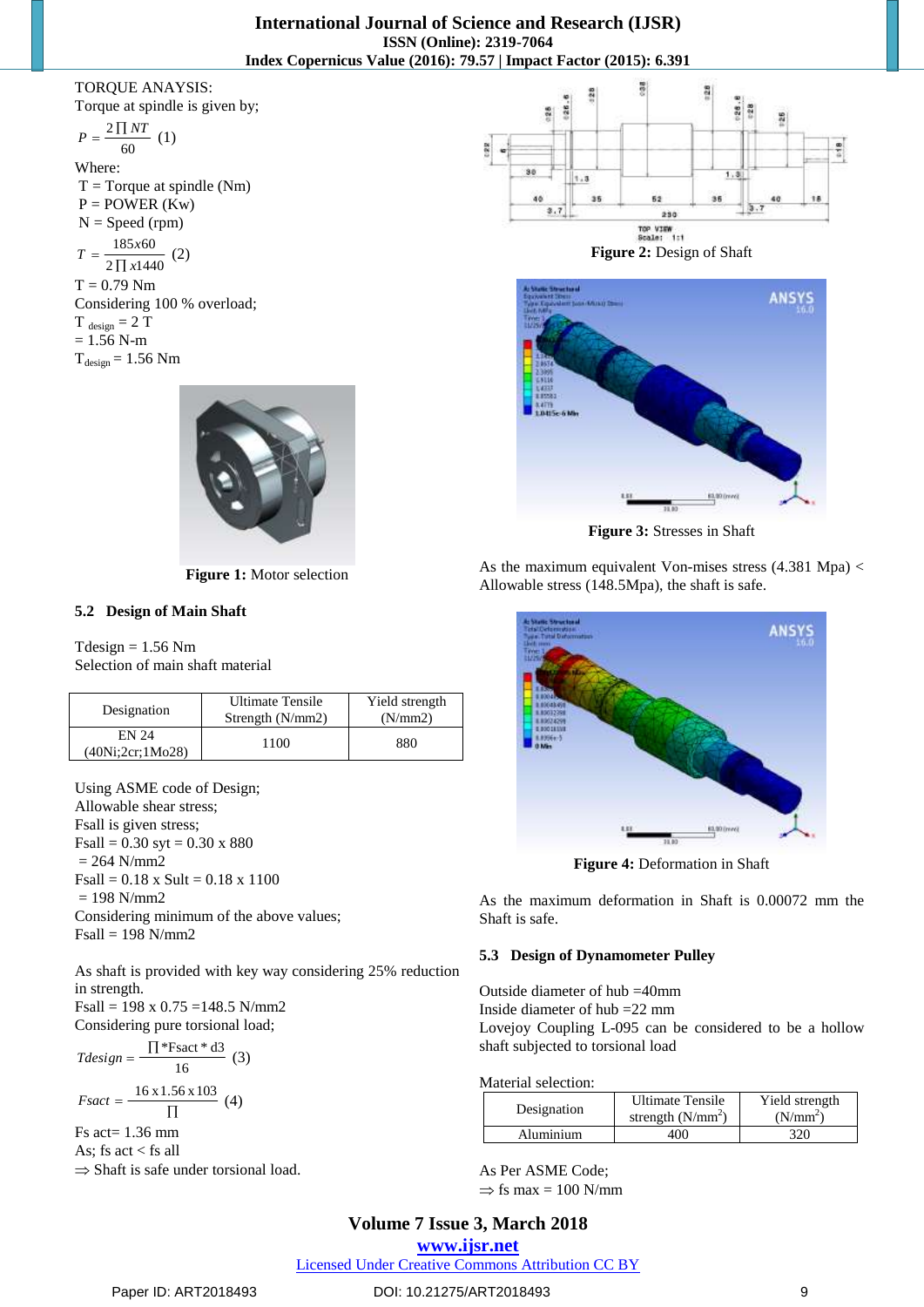TORQUE ANAYSIS:
Torque at spindle is given by;

$$P = \frac{2\prod NT}{60} \quad (1)$$

Where:
T = Torque at spindle (Nm)
P = POWER (Kw)
N = Speed (rpm)

$$T = \frac{185x60}{2\prod x1440} \quad (2)$$

T = 0.79 Nm
Considering 100 % overload;
$T_{design} = 2$ T
= 1.56 N-m
$T_{design} = 1.56$ Nm

**Figure 1:** Motor selection

### 5.2 Design of Main Shaft

Tdesign = 1.56 Nm
Selection of main shaft material

| Designation | Ultimate Tensile Strength (N/mm2) | Yield strength (N/mm2) |
|---|---|---|
| EN 24 (40Ni;2cr;1Mo28) | 1100 | 880 |

Using ASME code of Design;
Allowable shear stress;
Fsall is given stress;
Fsall = 0.30 syt = 0.30 x 880
= 264 N/mm2
Fsall = 0.18 x Sult = 0.18 x 1100
= 198 N/mm2
Considering minimum of the above values;
Fsall = 198 N/mm2

As shaft is provided with key way considering 25% reduction in strength.
Fsall = 198 x 0.75 =148.5 N/mm2
Considering pure torsional load;

$$Tdesign = \frac{\prod * Fsact * d3}{16} \quad (3)$$

$$Fsact = \frac{16 \, x \, 1.56 \, x \, 103}{\prod} \quad (4)$$

Fs act= 1.36 mm
As; fs act < fs all
⇒ Shaft is safe under torsional load.

**Figure 2:** Design of Shaft

**Figure 3:** Stresses in Shaft

As the maximum equivalent Von-mises stress (4.381 Mpa) < Allowable stress (148.5Mpa), the shaft is safe.

**Figure 4:** Deformation in Shaft

As the maximum deformation in Shaft is 0.00072 mm the Shaft is safe.

### 5.3 Design of Dynamometer Pulley

Outside diameter of hub =40mm
Inside diameter of hub =22 mm
Lovejoy Coupling L-095 can be considered to be a hollow shaft subjected to torsional load

Material selection:

| Designation | Ultimate Tensile strength ($N/mm^2$) | Yield strength ($N/mm^2$) |
|---|---|---|
| Aluminium | 400 | 320 |

As Per ASME Code;
⇒ fs max = 100 N/mm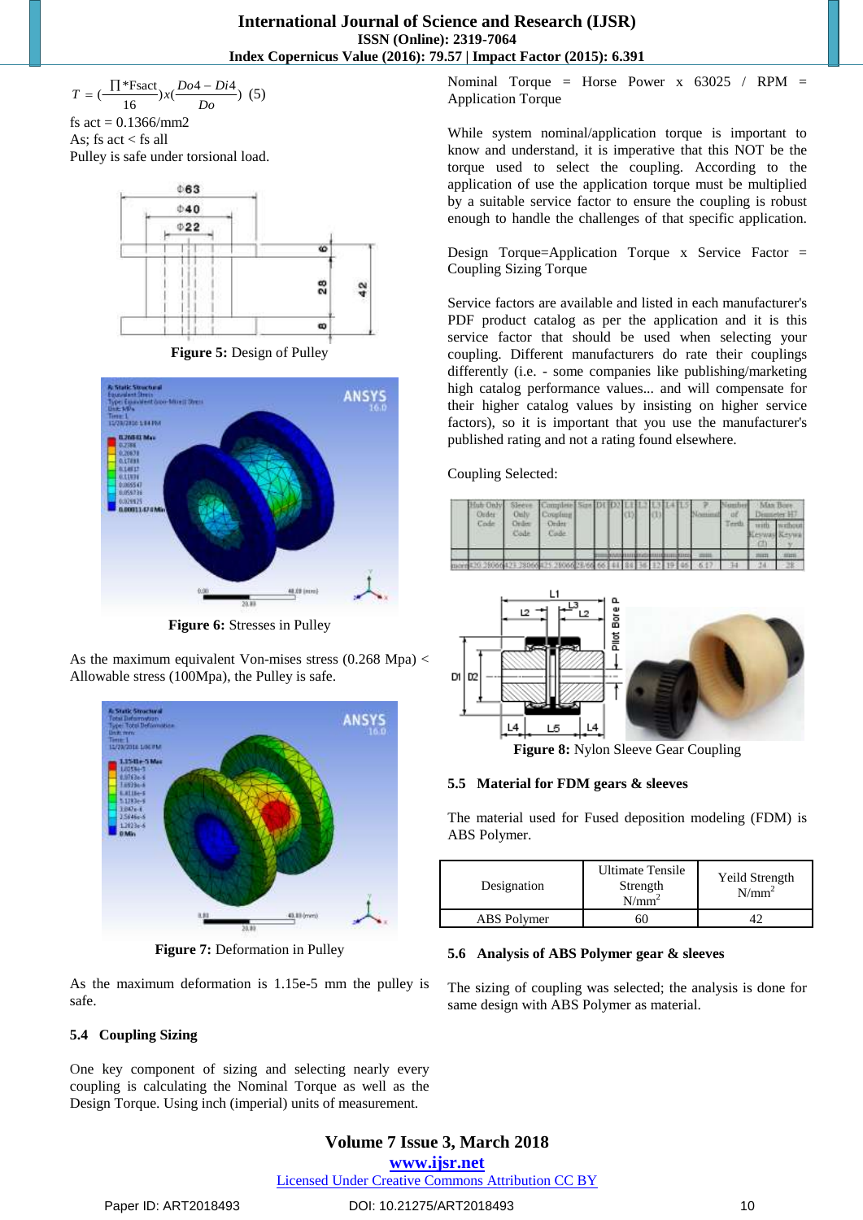$$T = \left(\frac{\prod * Fsact}{16}\right) x \left(\frac{Do4 - Di4}{Do}\right) \quad (5)$$

fs act = 0.1366/mm2

As; fs act < fs all

Pulley is safe under torsional load.

**Figure 5:** Design of Pulley

**Figure 6:** Stresses in Pulley

As the maximum equivalent Von-mises stress (0.268 Mpa) < Allowable stress (100Mpa), the Pulley is safe.

**Figure 7:** Deformation in Pulley

As the maximum deformation is 1.15e-5 mm the pulley is safe.

### 5.4 Coupling Sizing

One key component of sizing and selecting nearly every coupling is calculating the Nominal Torque as well as the Design Torque. Using inch (imperial) units of measurement.

Nominal Torque = Horse Power x 63025 / RPM = Application Torque

While system nominal/application torque is important to know and understand, it is imperative that this NOT be the torque used to select the coupling. According to application of use the application torque must be multiplied by a suitable service factor to ensure the coupling is robust enough to handle the challenges of that specific application.

Design Torque=Application Torque x Service Factor = Coupling Sizing Torque

Service factors are available and listed in each manufacturer's PDF product catalog as per the application and it is this service factor that should be used when selecting your coupling. Different manufacturers do rate their couplings differently (i.e. - some companies like publishing/marketing high catalog performance values... and will compensate for their higher catalog values by insisting on higher service factors), so it is important that you use the manufacturer's published rating and not a rating found elsewhere.

Coupling Selected:

| Hub Only Order Code | Sleeve Only Order Code | Complete Coupling Order Code | Size | D1 | D2 | L1 (1) | L2 | L3 (1) | L4 | L5 | P Nominal | Number of Teeth | Max Bore Diameter H7 with Keyway (2) | Max Bore Diameter H7 without Keyway |
|---|---|---|---|---|---|---|---|---|---|---|---|---|---|---|
| | | | | mm | mm | mm | mm | mm | mm | mm | mm | | mm | mm |
| 420.28066 | 423.28066 | 425.28066 | 28/66 | 66 | 44 | 84 | 36 | 12 | 19 | 46 | 6.17 | 34 | 24 | 28 |

**Figure 8:** Nylon Sleeve Gear Coupling

### 5.5 Material for FDM gears & sleeves

The material used for Fused deposition modeling (FDM) is ABS Polymer.

| Designation | Ultimate Tensile Strength N/mm$^2$ | Yeild Strength N/mm$^2$ |
|---|---|---|
| ABS Polymer | 60 | 42 |

### 5.6 Analysis of ABS Polymer gear & sleeves

The sizing of coupling was selected; the analysis is done for same design with ABS Polymer as material.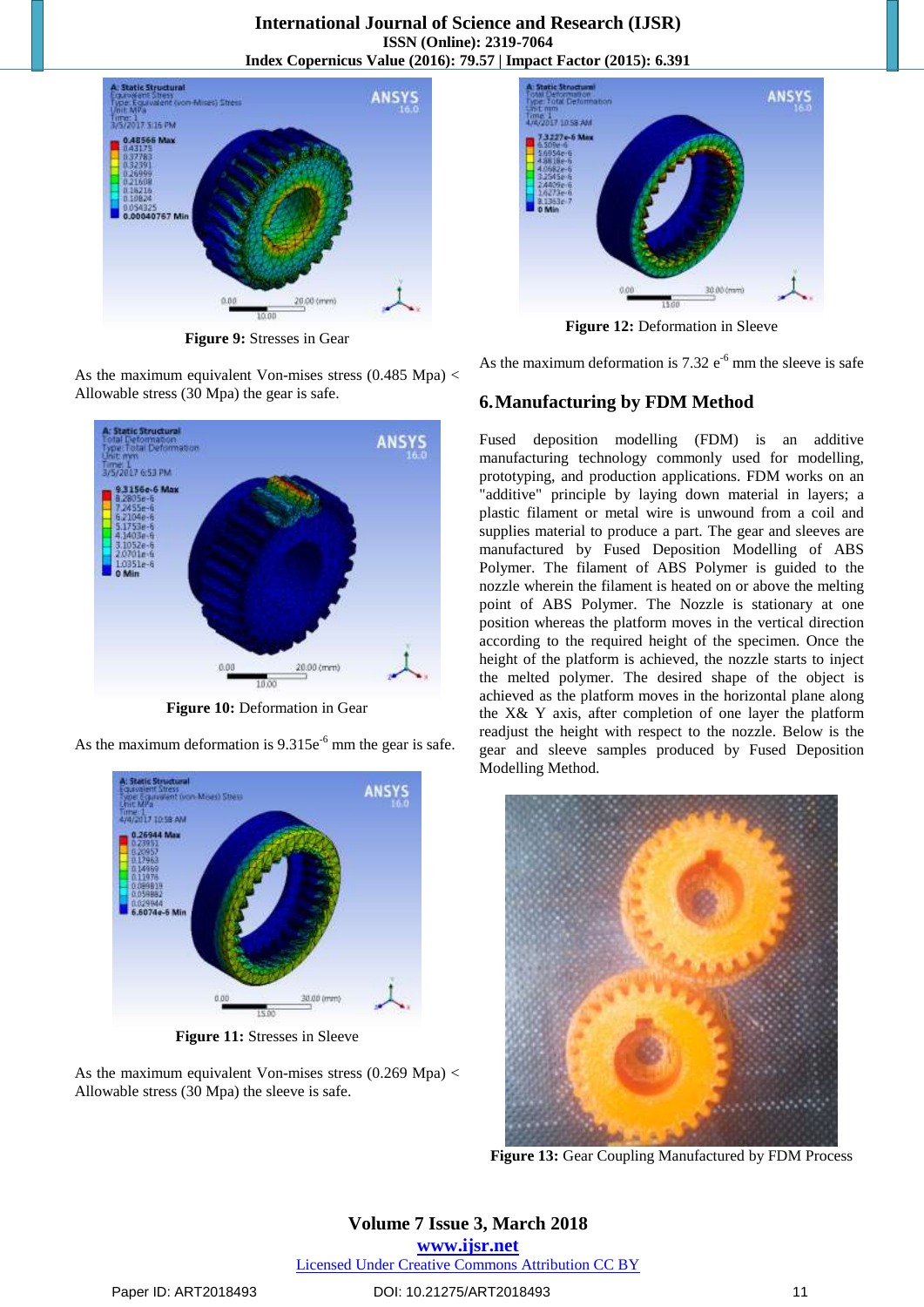Figure 9: Stresses in Gear

As the maximum equivalent Von-mises stress (0.485 Mpa) < Allowable stress (30 Mpa) the gear is safe.

Figure 10: Deformation in Gear

As the maximum deformation is $9.315e^{-6}$ mm the gear is safe.

Figure 11: Stresses in Sleeve

As the maximum equivalent Von-mises stress (0.269 Mpa) < Allowable stress (30 Mpa) the sleeve is safe.

Figure 12: Deformation in Sleeve

As the maximum deformation is $7.32\ e^{-6}$ mm the sleeve is safe

## 6. Manufacturing by FDM Method

Fused deposition modelling (FDM) is an additive manufacturing technology commonly used for modelling, prototyping, and production applications. FDM works on an "additive" principle by laying down material in layers; a plastic filament or metal wire is unwound from a coil and supplies material to produce a part. The gear and sleeves are manufactured by Fused Deposition Modelling of ABS Polymer. The filament of ABS Polymer is guided to the nozzle wherein the filament is heated on or above the melting point of ABS Polymer. The Nozzle is stationary at one position whereas the platform moves in the vertical direction according to the required height of the specimen. Once the height of the platform is achieved, the nozzle starts to inject the melted polymer. The desired shape of the object is achieved as the platform moves in the horizontal plane along the X& Y axis, after completion of one layer the platform readjust the height with respect to the nozzle. Below is the gear and sleeve samples produced by Fused Deposition Modelling Method.

Figure 13: Gear Coupling Manufactured by FDM Process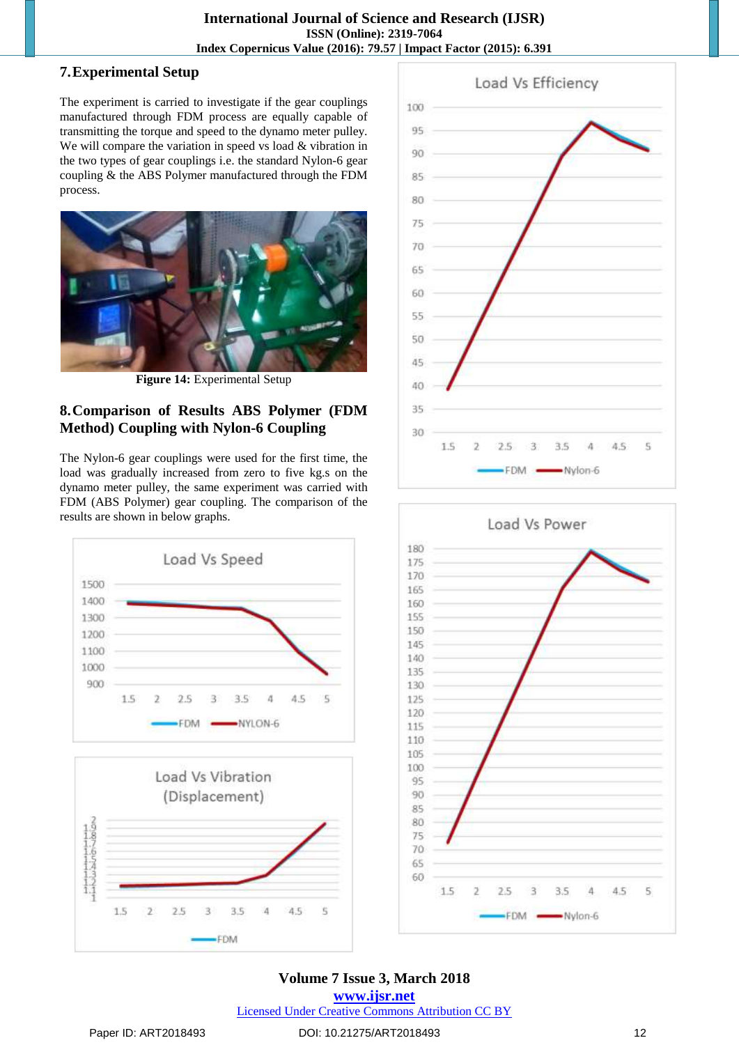## 7. Experimental Setup

The experiment is carried to investigate if the gear couplings manufactured through FDM process are equally capable of transmitting the torque and speed to the dynamo meter pulley. We will compare the variation in speed vs load & vibration in the two types of gear couplings i.e. the standard Nylon-6 gear coupling & the ABS Polymer manufactured through the FDM process.

**Figure 14:** Experimental Setup

## 8. Comparison of Results ABS Polymer (FDM Method) Coupling with Nylon-6 Coupling

The Nylon-6 gear couplings were used for the first time, the load was gradually increased from zero to five kg.s on the dynamo meter pulley, the same experiment was carried with FDM (ABS Polymer) gear coupling. The comparison of the results are shown in below graphs.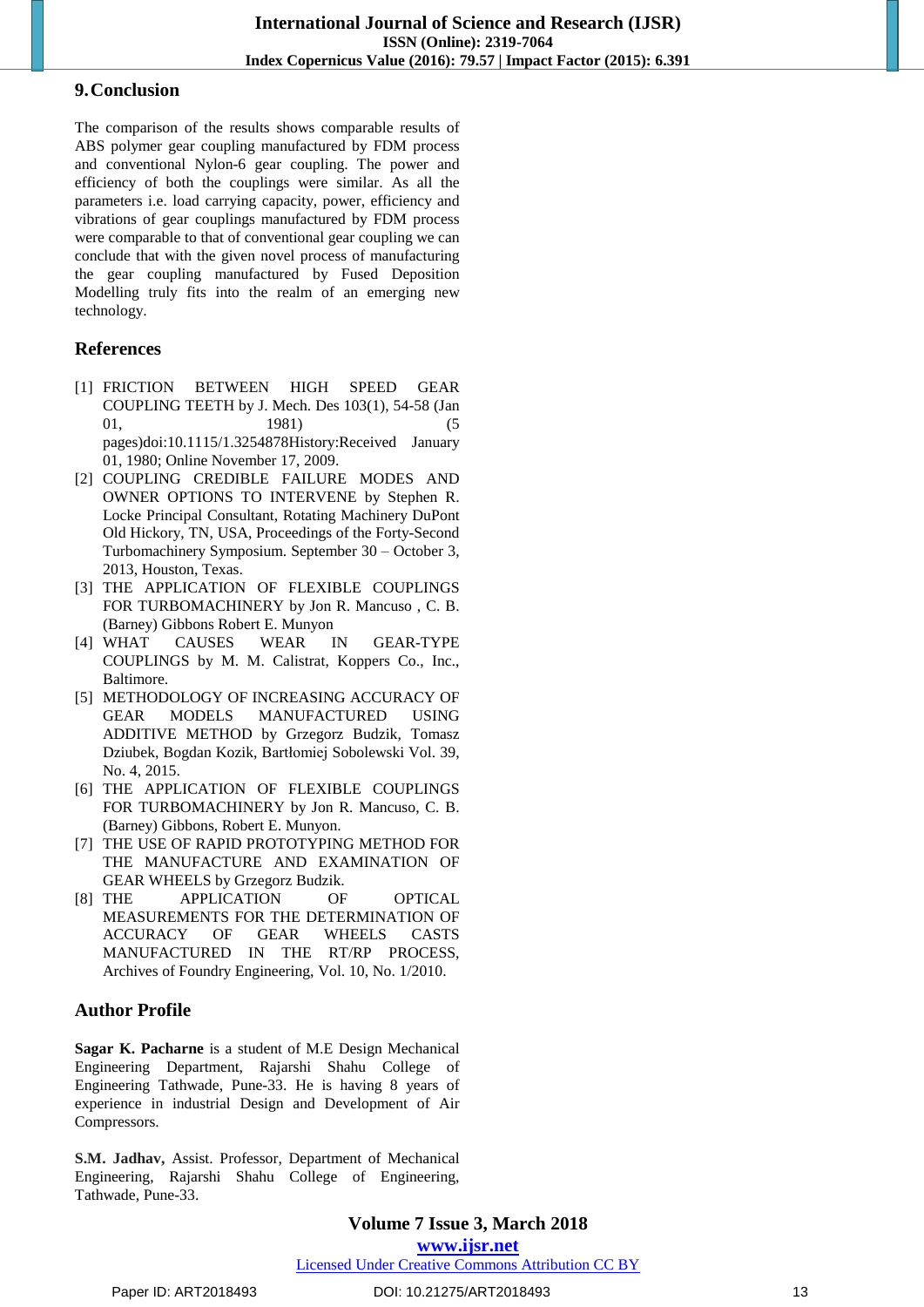## 9. Conclusion

The comparison of the results shows comparable results of ABS polymer gear coupling manufactured by FDM process and conventional Nylon-6 gear coupling. The power and efficiency of both the couplings were similar. As all the parameters i.e. load carrying capacity, power, efficiency and vibrations of gear couplings manufactured by FDM process were comparable to that of conventional gear coupling we can conclude that with the given novel process of manufacturing the gear coupling manufactured by Fused Deposition Modelling truly fits into the realm of an emerging new technology.

## References

[1] FRICTION BETWEEN HIGH SPEED GEAR COUPLING TEETH by J. Mech. Des 103(1), 54-58 (Jan 01, 1981) (5 pages)doi:10.1115/1.3254878History:Received January 01, 1980; Online November 17, 2009.

[2] COUPLING CREDIBLE FAILURE MODES AND OWNER OPTIONS TO INTERVENE by Stephen R. Locke Principal Consultant, Rotating Machinery DuPont Old Hickory, TN, USA, Proceedings of the Forty-Second Turbomachinery Symposium. September 30 – October 3, 2013, Houston, Texas.

[3] THE APPLICATION OF FLEXIBLE COUPLINGS FOR TURBOMACHINERY by Jon R. Mancuso , C. B. (Barney) Gibbons Robert E. Munyon

[4] WHAT CAUSES WEAR IN GEAR-TYPE COUPLINGS by M. M. Calistrat, Koppers Co., Inc., Baltimore.

[5] METHODOLOGY OF INCREASING ACCURACY OF GEAR MODELS MANUFACTURED USING ADDITIVE METHOD by Grzegorz Budzik, Tomasz Dziubek, Bogdan Kozik, Bartłomiej Sobolewski Vol. 39, No. 4, 2015.

[6] THE APPLICATION OF FLEXIBLE COUPLINGS FOR TURBOMACHINERY by Jon R. Mancuso, C. B. (Barney) Gibbons, Robert E. Munyon.

[7] THE USE OF RAPID PROTOTYPING METHOD FOR THE MANUFACTURE AND EXAMINATION OF GEAR WHEELS by Grzegorz Budzik.

[8] THE APPLICATION OF OPTICAL MEASUREMENTS FOR THE DETERMINATION OF ACCURACY OF GEAR WHEELS CASTS MANUFACTURED IN THE RT/RP PROCESS, Archives of Foundry Engineering, Vol. 10, No. 1/2010.

## Author Profile

**Sagar K. Pacharne** is a student of M.E Design Mechanical Engineering Department, Rajarshi Shahu College of Engineering Tathwade, Pune-33. He is having 8 years of experience in industrial Design and Development of Air Compressors.

**S.M. Jadhav,** Assist. Professor, Department of Mechanical Engineering, Rajarshi Shahu College of Engineering, Tathwade, Pune-33.